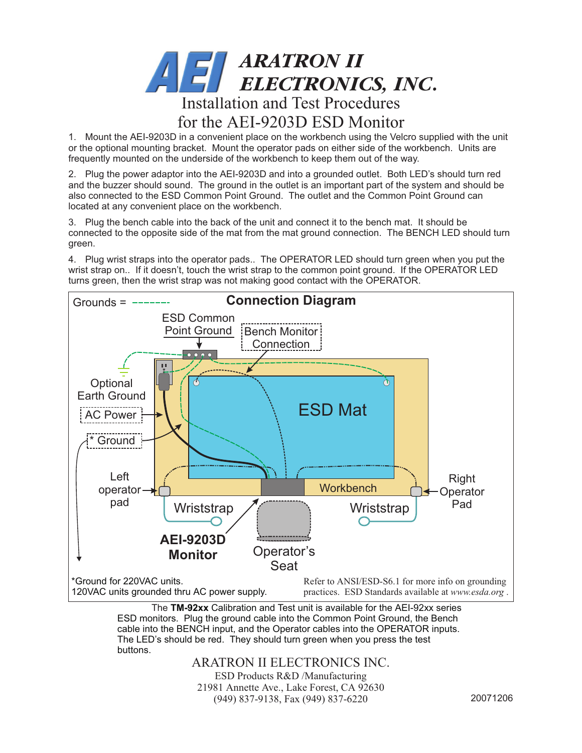# ARATRON II ELECTRONICS, INC.

## Installation and Test Procedures for the AEI-9203D ESD Monitor

1. Mount the AEI-9203D in a convenient place on the workbench using the Velcro supplied with the unit or the optional mounting bracket. Mount the operator pads on either side of the workbench. Units are frequently mounted on the underside of the workbench to keep them out of the way.

2. Plug the power adaptor into the AEI-9203D and into a grounded outlet. Both LED's should turn red and the buzzer should sound. The ground in the outlet is an important part of the system and should be also connected to the ESD Common Point Ground. The outlet and the Common Point Ground can located at any convenient place on the workbench.

3. Plug the bench cable into the back of the unit and connect it to the bench mat. It should be connected to the opposite side of the mat from the mat ground connection. The BENCH LED should turn green.

4. Plug wrist straps into the operator pads.. The OPERATOR LED should turn green when you put the wrist strap on.. If it doesn't, touch the wrist strap to the common point ground. If the OPERATOR LED turns green, then the wrist strap was not making good contact with the OPERATOR.

### Connection Diagram

Grounds = -------

ESD Common Point Ground

Bench Monitor Connection

Optional Earth Ground

AC Power

* Ground

ESD Mat

Left operator pad

Workbench

Right Operator Pad

Wriststrap

Wriststrap

**AEI-9203D Monitor**

Operator's Seat

*Ground for 220VAC units.
120VAC units grounded thru AC power supply.

Refer to ANSI/ESD-S6.1 for more info on grounding practices. ESD Standards available at *www.esda.org* .

The **TM-92xx** Calibration and Test unit is available for the AEI-92xx series ESD monitors. Plug the ground cable into the Common Point Ground, the Bench cable into the BENCH input, and the Operator cables into the OPERATOR inputs. The LED's should be red. They should turn green when you press the test buttons.

ARATRON II ELECTRONICS INC.
ESD Products R&D /Manufacturing
21981 Annette Ave., Lake Forest, CA 92630
(949) 837-9138, Fax (949) 837-6220

20071206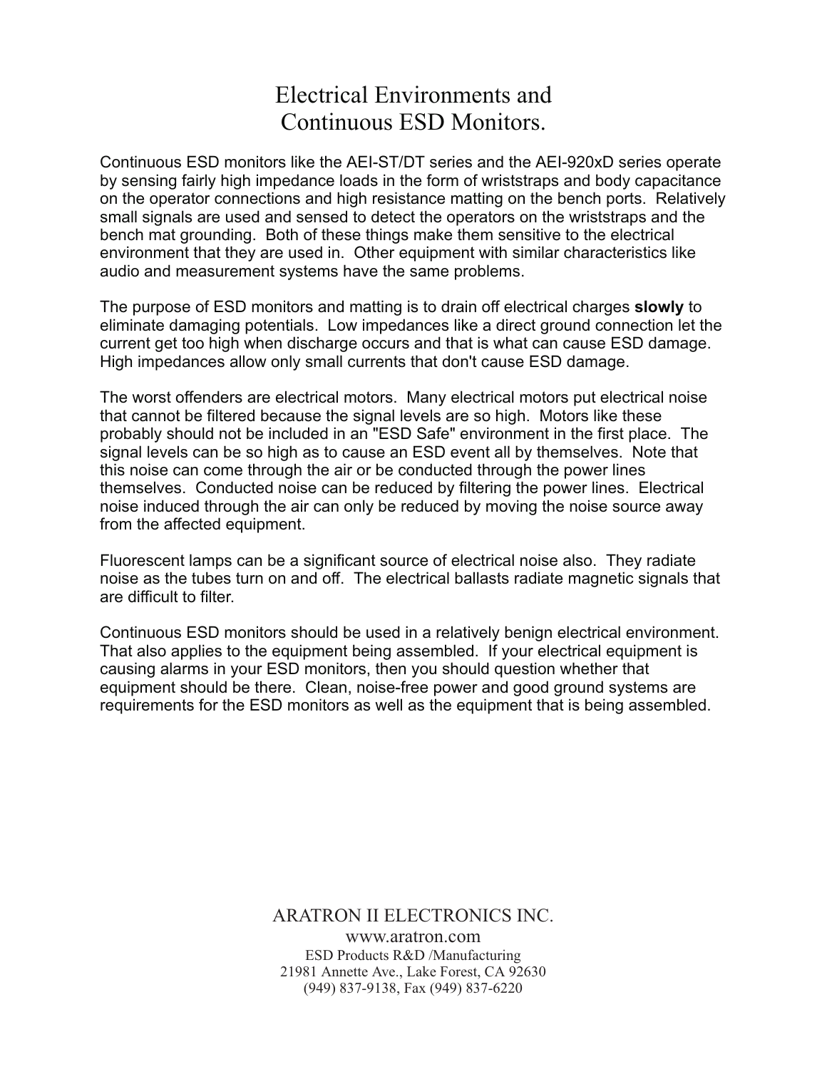# Electrical Environments and Continuous ESD Monitors.

Continuous ESD monitors like the AEI-ST/DT series and the AEI-920xD series operate by sensing fairly high impedance loads in the form of wriststraps and body capacitance on the operator connections and high resistance matting on the bench ports. Relatively small signals are used and sensed to detect the operators on the wriststraps and the bench mat grounding. Both of these things make them sensitive to the electrical environment that they are used in. Other equipment with similar characteristics like audio and measurement systems have the same problems.

The purpose of ESD monitors and matting is to drain off electrical charges **slowly** to eliminate damaging potentials. Low impedances like a direct ground connection let the current get too high when discharge occurs and that is what can cause ESD damage. High impedances allow only small currents that don't cause ESD damage.

The worst offenders are electrical motors. Many electrical motors put electrical noise that cannot be filtered because the signal levels are so high. Motors like these probably should not be included in an "ESD Safe" environment in the first place. The signal levels can be so high as to cause an ESD event all by themselves. Note that this noise can come through the air or be conducted through the power lines themselves. Conducted noise can be reduced by filtering the power lines. Electrical noise induced through the air can only be reduced by moving the noise source away from the affected equipment.

Fluorescent lamps can be a significant source of electrical noise also. They radiate noise as the tubes turn on and off. The electrical ballasts radiate magnetic signals that are difficult to filter.

Continuous ESD monitors should be used in a relatively benign electrical environment. That also applies to the equipment being assembled. If your electrical equipment is causing alarms in your ESD monitors, then you should question whether that equipment should be there. Clean, noise-free power and good ground systems are requirements for the ESD monitors as well as the equipment that is being assembled.

ARATRON II ELECTRONICS INC.
www.aratron.com
ESD Products R&D /Manufacturing
21981 Annette Ave., Lake Forest, CA 92630
(949) 837-9138, Fax (949) 837-6220